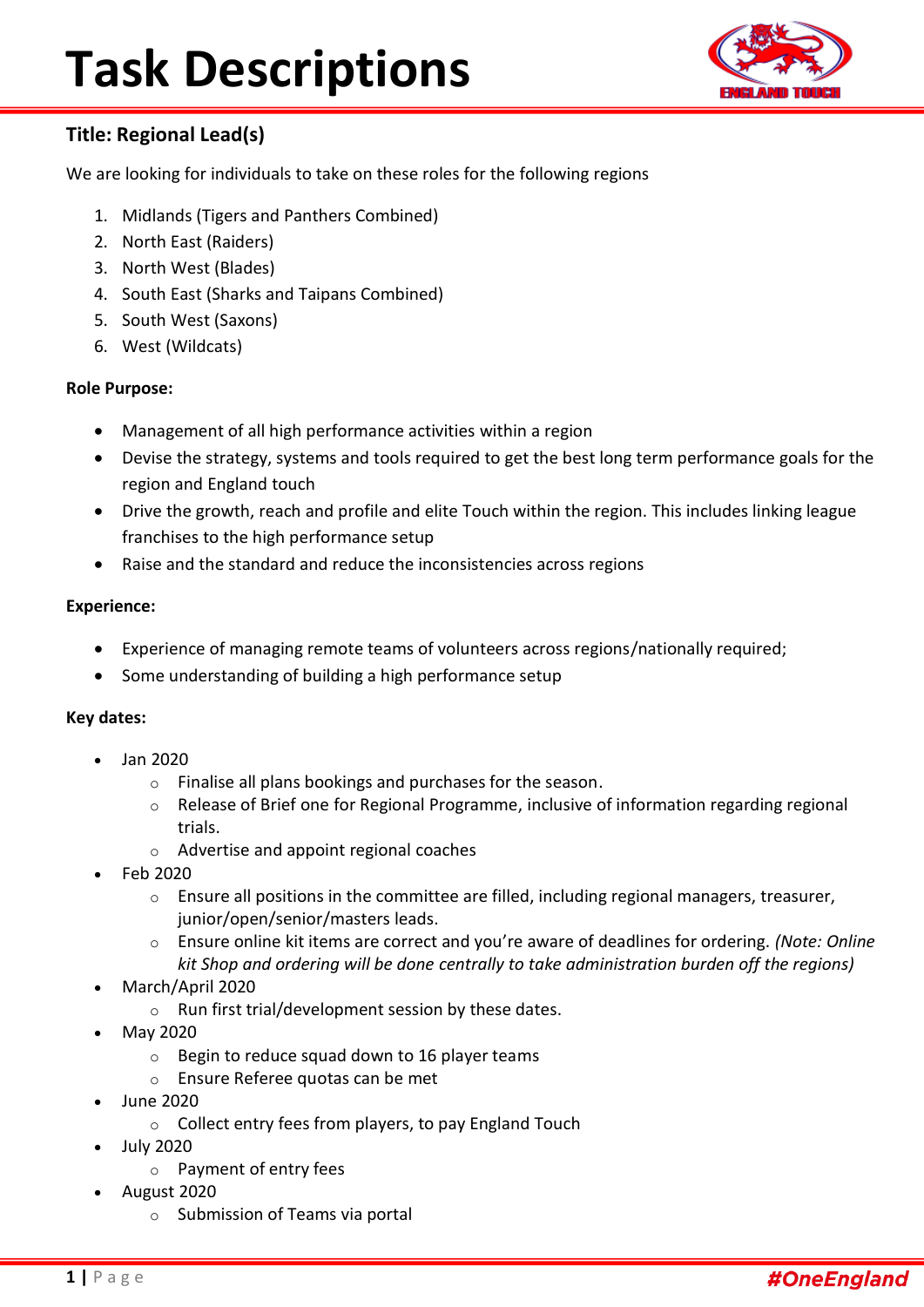# Task Descriptions

## Title: Regional Lead(s)

We are looking for individuals to take on these roles for the following regions

1. Midlands (Tigers and Panthers Combined)
2. North East (Raiders)
3. North West (Blades)
4. South East (Sharks and Taipans Combined)
5. South West (Saxons)
6. West (Wildcats)

**Role Purpose:**

- Management of all high performance activities within a region
- Devise the strategy, systems and tools required to get the best long term performance goals for the region and England touch
- Drive the growth, reach and profile and elite Touch within the region. This includes linking league franchises to the high performance setup
- Raise and the standard and reduce the inconsistencies across regions

**Experience:**

- Experience of managing remote teams of volunteers across regions/nationally required;
- Some understanding of building a high performance setup

**Key dates:**

- Jan 2020
  - Finalise all plans bookings and purchases for the season.
  - Release of Brief one for Regional Programme, inclusive of information regarding regional trials.
  - Advertise and appoint regional coaches
- Feb 2020
  - Ensure all positions in the committee are filled, including regional managers, treasurer, junior/open/senior/masters leads.
  - Ensure online kit items are correct and you're aware of deadlines for ordering. *(Note: Online kit Shop and ordering will be done centrally to take administration burden off the regions)*
- March/April 2020
  - Run first trial/development session by these dates.
- May 2020
  - Begin to reduce squad down to 16 player teams
  - Ensure Referee quotas can be met
- June 2020
  - Collect entry fees from players, to pay England Touch
- July 2020
  - Payment of entry fees
- August 2020
  - Submission of Teams via portal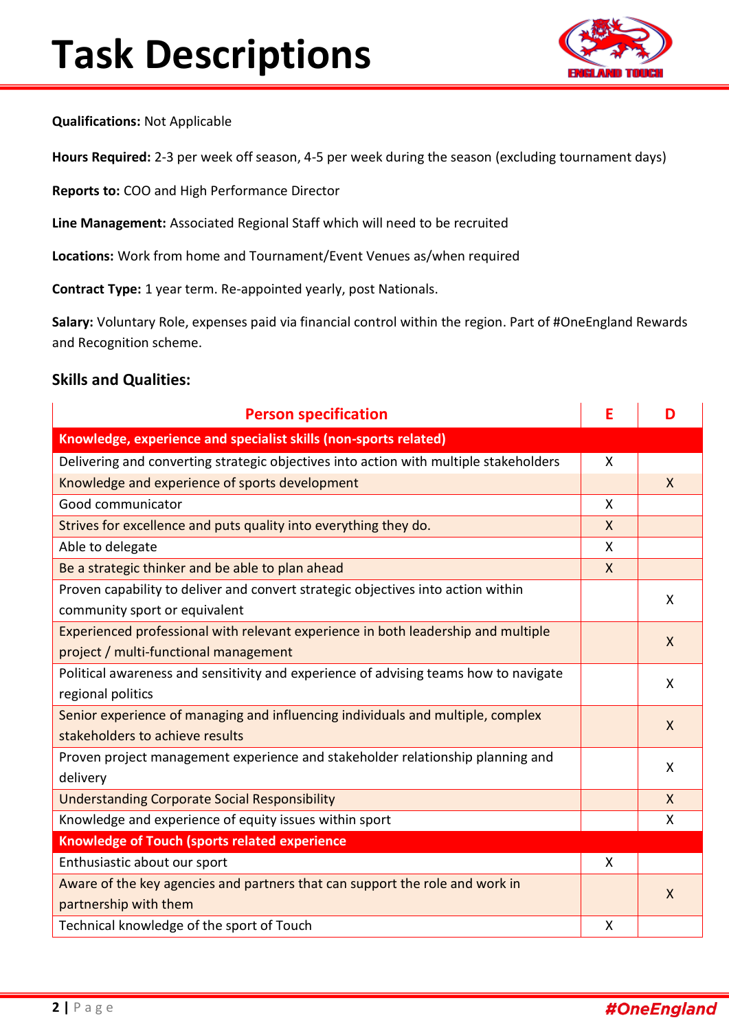# Task Descriptions

**Qualifications:** Not Applicable

**Hours Required:** 2-3 per week off season, 4-5 per week during the season (excluding tournament days)

**Reports to:** COO and High Performance Director

**Line Management:** Associated Regional Staff which will need to be recruited

**Locations:** Work from home and Tournament/Event Venues as/when required

**Contract Type:** 1 year term. Re-appointed yearly, post Nationals.

**Salary:** Voluntary Role, expenses paid via financial control within the region. Part of #OneEngland Rewards and Recognition scheme.

### Skills and Qualities:

| Person specification | E | D |
|---|---|---|
| **Knowledge, experience and specialist skills (non-sports related)** | | |
| Delivering and converting strategic objectives into action with multiple stakeholders | X | |
| Knowledge and experience of sports development | | X |
| Good communicator | X | |
| Strives for excellence and puts quality into everything they do. | X | |
| Able to delegate | X | |
| Be a strategic thinker and be able to plan ahead | X | |
| Proven capability to deliver and convert strategic objectives into action within community sport or equivalent | | X |
| Experienced professional with relevant experience in both leadership and multiple project / multi-functional management | | X |
| Political awareness and sensitivity and experience of advising teams how to navigate regional politics | | X |
| Senior experience of managing and influencing individuals and multiple, complex stakeholders to achieve results | | X |
| Proven project management experience and stakeholder relationship planning and delivery | | X |
| Understanding Corporate Social Responsibility | | X |
| Knowledge and experience of equity issues within sport | | X |
| **Knowledge of Touch (sports related experience** | | |
| Enthusiastic about our sport | X | |
| Aware of the key agencies and partners that can support the role and work in partnership with them | | X |
| Technical knowledge of the sport of Touch | X | |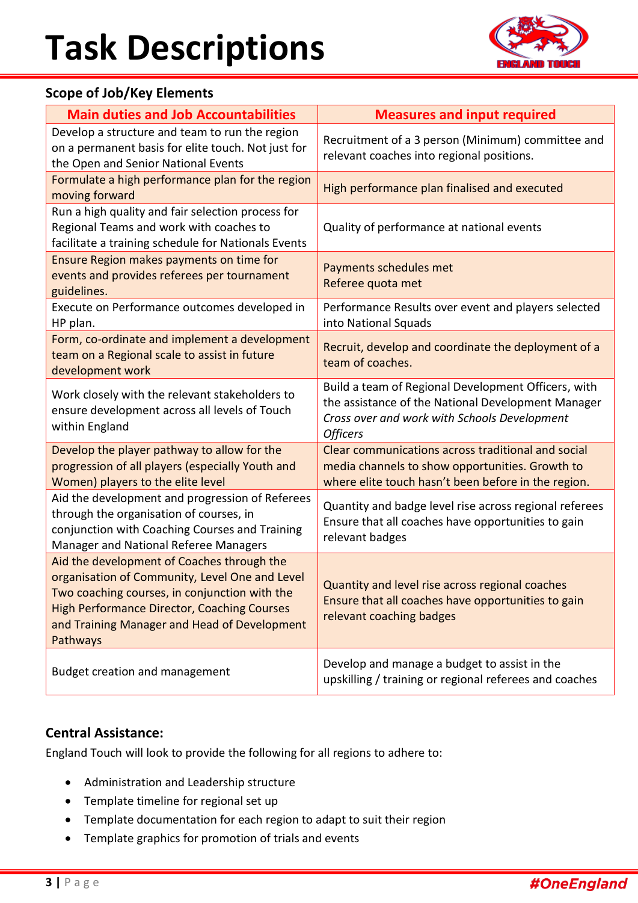# Task Descriptions

### Scope of Job/Key Elements

| Main duties and Job Accountabilities | Measures and input required |
|---|---|
| Develop a structure and team to run the region on a permanent basis for elite touch. Not just for the Open and Senior National Events | Recruitment of a 3 person (Minimum) committee and relevant coaches into regional positions. |
| Formulate a high performance plan for the region moving forward | High performance plan finalised and executed |
| Run a high quality and fair selection process for Regional Teams and work with coaches to facilitate a training schedule for Nationals Events | Quality of performance at national events |
| Ensure Region makes payments on time for events and provides referees per tournament guidelines. | Payments schedules met<br>Referee quota met |
| Execute on Performance outcomes developed in HP plan. | Performance Results over event and players selected into National Squads |
| Form, co-ordinate and implement a development team on a Regional scale to assist in future development work | Recruit, develop and coordinate the deployment of a team of coaches. |
| Work closely with the relevant stakeholders to ensure development across all levels of Touch within England | Build a team of Regional Development Officers, with the assistance of the National Development Manager<br>*Cross over and work with Schools Development Officers* |
| Develop the player pathway to allow for the progression of all players (especially Youth and Women) players to the elite level | Clear communications across traditional and social media channels to show opportunities. Growth to where elite touch hasn't been before in the region. |
| Aid the development and progression of Referees through the organisation of courses, in conjunction with Coaching Courses and Training Manager and National Referee Managers | Quantity and badge level rise across regional referees<br>Ensure that all coaches have opportunities to gain relevant badges |
| Aid the development of Coaches through the organisation of Community, Level One and Level Two coaching courses, in conjunction with the High Performance Director, Coaching Courses and Training Manager and Head of Development Pathways | Quantity and level rise across regional coaches<br>Ensure that all coaches have opportunities to gain relevant coaching badges |
| Budget creation and management | Develop and manage a budget to assist in the upskilling / training or regional referees and coaches |

### Central Assistance:

England Touch will look to provide the following for all regions to adhere to:

- Administration and Leadership structure
- Template timeline for regional set up
- Template documentation for each region to adapt to suit their region
- Template graphics for promotion of trials and events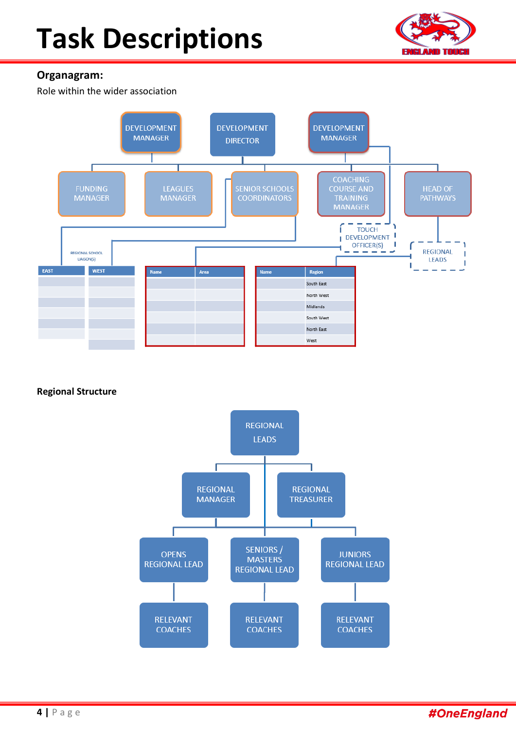# Task Descriptions

**Organagram:**

Role within the wider association

DEVELOPMENT MANAGER

DEVELOPMENT DIRECTOR

DEVELOPMENT MANAGER

FUNDING MANAGER

LEAGUES MANAGER

SENIOR SCHOOLS COORDINATORS

COACHING COURSE AND TRAINING MANAGER

HEAD OF PATHWAYS

TOUCH DEVELOPMENT OFFICER(S)

REGIONAL LEADS

REGIONAL SCHOOL LIAISON(S)

| EAST | WEST |
|---|---|
| | |
| | |
| | |
| | |
| | |
| | |
| | |

| Name | Area |
|---|---|
| | |
| | |
| | |
| | |
| | |
| | |

| Name | Region |
|---|---|
| | South East |
| | North West |
| | Midlands |
| | South West |
| | North East |
| | West |

**Regional Structure**

REGIONAL LEADS

REGIONAL MANAGER

REGIONAL TREASURER

OPENS REGIONAL LEAD

SENIORS / MASTERS REGIONAL LEAD

JUNIORS REGIONAL LEAD

RELEVANT COACHES

RELEVANT COACHES

RELEVANT COACHES

#OneEngland